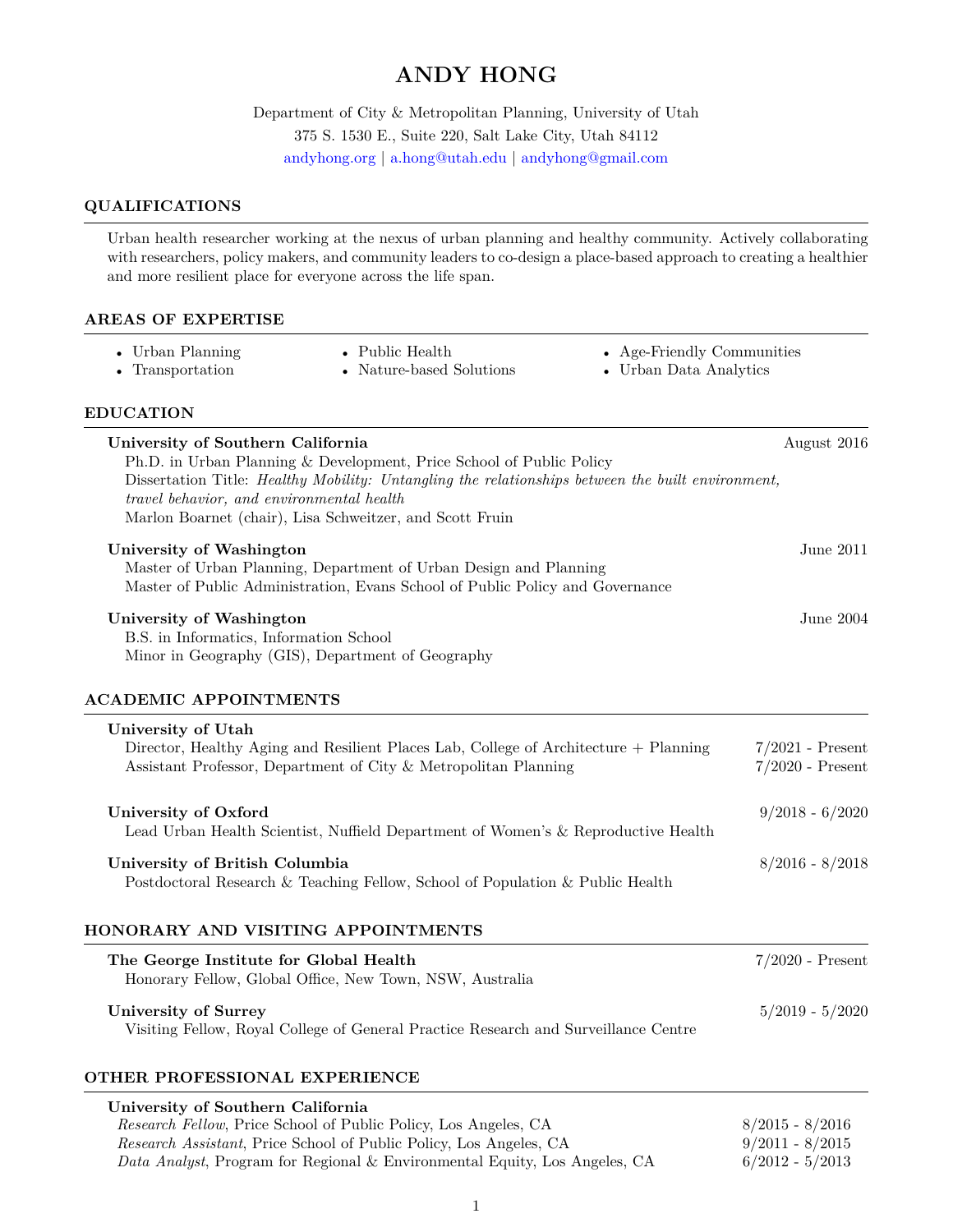# ANDY HONG

Department of City & Metropolitan Planning, University of Utah
375 S. 1530 E., Suite 220, Salt Lake City, Utah 84112
andyhong.org | a.hong@utah.edu | andyhong@gmail.com

## QUALIFICATIONS

Urban health researcher working at the nexus of urban planning and healthy community. Actively collaborating with researchers, policy makers, and community leaders to co-design a place-based approach to creating a healthier and more resilient place for everyone across the life span.

## AREAS OF EXPERTISE

- Urban Planning
- Transportation
- Public Health
- Nature-based Solutions
- Age-Friendly Communities
- Urban Data Analytics

## EDUCATION

**University of Southern California** — August 2016
Ph.D. in Urban Planning & Development, Price School of Public Policy
Dissertation Title: *Healthy Mobility: Untangling the relationships between the built environment, travel behavior, and environmental health*
Marlon Boarnet (chair), Lisa Schweitzer, and Scott Fruin

**University of Washington** — June 2011
Master of Urban Planning, Department of Urban Design and Planning
Master of Public Administration, Evans School of Public Policy and Governance

**University of Washington** — June 2004
B.S. in Informatics, Information School
Minor in Geography (GIS), Department of Geography

## ACADEMIC APPOINTMENTS

**University of Utah**
Director, Healthy Aging and Resilient Places Lab, College of Architecture + Planning — 7/2021 - Present
Assistant Professor, Department of City & Metropolitan Planning — 7/2020 - Present

**University of Oxford** — 9/2018 - 6/2020
Lead Urban Health Scientist, Nuffield Department of Women's & Reproductive Health

**University of British Columbia** — 8/2016 - 8/2018
Postdoctoral Research & Teaching Fellow, School of Population & Public Health

## HONORARY AND VISITING APPOINTMENTS

**The George Institute for Global Health** — 7/2020 - Present
Honorary Fellow, Global Office, New Town, NSW, Australia

**University of Surrey** — 5/2019 - 5/2020
Visiting Fellow, Royal College of General Practice Research and Surveillance Centre

## OTHER PROFESSIONAL EXPERIENCE

**University of Southern California**
*Research Fellow*, Price School of Public Policy, Los Angeles, CA — 8/2015 - 8/2016
*Research Assistant*, Price School of Public Policy, Los Angeles, CA — 9/2011 - 8/2015
*Data Analyst*, Program for Regional & Environmental Equity, Los Angeles, CA — 6/2012 - 5/2013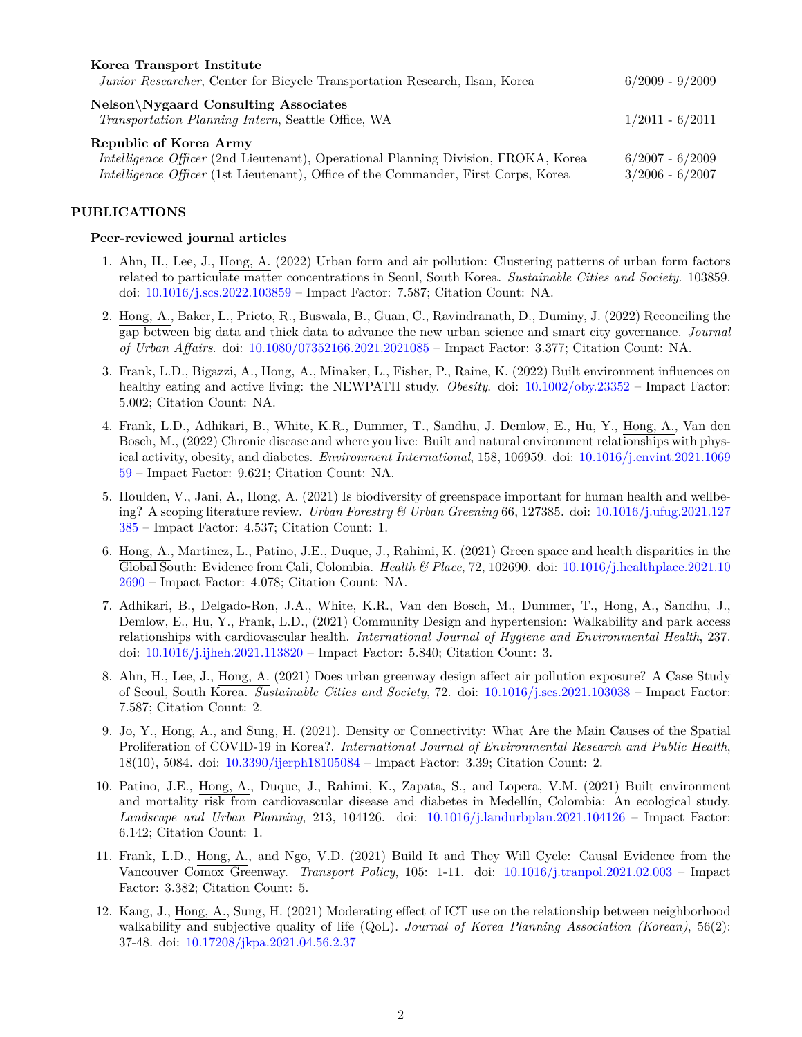**Korea Transport Institute**
*Junior Researcher*, Center for Bicycle Transportation Research, Ilsan, Korea — 6/2009 - 9/2009

**Nelson\Nygaard Consulting Associates**
*Transportation Planning Intern*, Seattle Office, WA — 1/2011 - 6/2011

**Republic of Korea Army**
*Intelligence Officer* (2nd Lieutenant), Operational Planning Division, FROKA, Korea — 6/2007 - 6/2009
*Intelligence Officer* (1st Lieutenant), Office of the Commander, First Corps, Korea — 3/2006 - 6/2007

## PUBLICATIONS

### Peer-reviewed journal articles

1. Ahn, H., Lee, J., Hong, A. (2022) Urban form and air pollution: Clustering patterns of urban form factors related to particulate matter concentrations in Seoul, South Korea. *Sustainable Cities and Society*. 103859. doi: 10.1016/j.scs.2022.103859 – Impact Factor: 7.587; Citation Count: NA.

2. Hong, A., Baker, L., Prieto, R., Buswala, B., Guan, C., Ravindranath, D., Duminy, J. (2022) Reconciling the gap between big data and thick data to advance the new urban science and smart city governance. *Journal of Urban Affairs*. doi: 10.1080/07352166.2021.2021085 – Impact Factor: 3.377; Citation Count: NA.

3. Frank, L.D., Bigazzi, A., Hong, A., Minaker, L., Fisher, P., Raine, K. (2022) Built environment influences on healthy eating and active living: the NEWPATH study. *Obesity*. doi: 10.1002/oby.23352 – Impact Factor: 5.002; Citation Count: NA.

4. Frank, L.D., Adhikari, B., White, K.R., Dummer, T., Sandhu, J. Demlow, E., Hu, Y., Hong, A., Van den Bosch, M., (2022) Chronic disease and where you live: Built and natural environment relationships with physical activity, obesity, and diabetes. *Environment International*, 158, 106959. doi: 10.1016/j.envint.2021.106959 – Impact Factor: 9.621; Citation Count: NA.

5. Houlden, V., Jani, A., Hong, A. (2021) Is biodiversity of greenspace important for human health and wellbeing? A scoping literature review. *Urban Forestry & Urban Greening* 66, 127385. doi: 10.1016/j.ufug.2021.127385 – Impact Factor: 4.537; Citation Count: 1.

6. Hong, A., Martinez, L., Patino, J.E., Duque, J., Rahimi, K. (2021) Green space and health disparities in the Global South: Evidence from Cali, Colombia. *Health & Place*, 72, 102690. doi: 10.1016/j.healthplace.2021.102690 – Impact Factor: 4.078; Citation Count: NA.

7. Adhikari, B., Delgado-Ron, J.A., White, K.R., Van den Bosch, M., Dummer, T., Hong, A., Sandhu, J., Demlow, E., Hu, Y., Frank, L.D., (2021) Community Design and hypertension: Walkability and park access relationships with cardiovascular health. *International Journal of Hygiene and Environmental Health*, 237. doi: 10.1016/j.ijheh.2021.113820 – Impact Factor: 5.840; Citation Count: 3.

8. Ahn, H., Lee, J., Hong, A. (2021) Does urban greenway design affect air pollution exposure? A Case Study of Seoul, South Korea. *Sustainable Cities and Society*, 72. doi: 10.1016/j.scs.2021.103038 – Impact Factor: 7.587; Citation Count: 2.

9. Jo, Y., Hong, A., and Sung, H. (2021). Density or Connectivity: What Are the Main Causes of the Spatial Proliferation of COVID-19 in Korea?. *International Journal of Environmental Research and Public Health*, 18(10), 5084. doi: 10.3390/ijerph18105084 – Impact Factor: 3.39; Citation Count: 2.

10. Patino, J.E., Hong, A., Duque, J., Rahimi, K., Zapata, S., and Lopera, V.M. (2021) Built environment and mortality risk from cardiovascular disease and diabetes in Medellín, Colombia: An ecological study. *Landscape and Urban Planning*, 213, 104126. doi: 10.1016/j.landurbplan.2021.104126 – Impact Factor: 6.142; Citation Count: 1.

11. Frank, L.D., Hong, A., and Ngo, V.D. (2021) Build It and They Will Cycle: Causal Evidence from the Vancouver Comox Greenway. *Transport Policy*, 105: 1-11. doi: 10.1016/j.tranpol.2021.02.003 – Impact Factor: 3.382; Citation Count: 5.

12. Kang, J., Hong, A., Sung, H. (2021) Moderating effect of ICT use on the relationship between neighborhood walkability and subjective quality of life (QoL). *Journal of Korea Planning Association (Korean)*, 56(2): 37-48. doi: 10.17208/jkpa.2021.04.56.2.37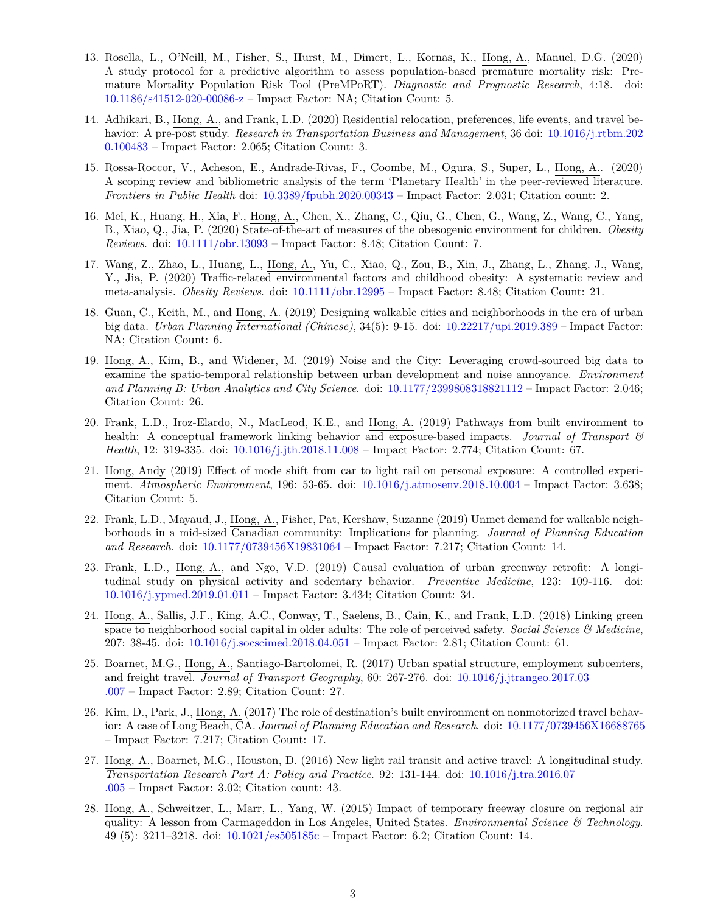13. Rosella, L., O'Neill, M., Fisher, S., Hurst, M., Dimert, L., Kornas, K., Hong, A., Manuel, D.G. (2020) A study protocol for a predictive algorithm to assess population-based premature mortality risk: Premature Mortality Population Risk Tool (PreMPoRT). *Diagnostic and Prognostic Research*, 4:18. doi: 10.1186/s41512-020-00086-z – Impact Factor: NA; Citation Count: 5.

14. Adhikari, B., Hong, A., and Frank, L.D. (2020) Residential relocation, preferences, life events, and travel behavior: A pre-post study. *Research in Transportation Business and Management*, 36 doi: 10.1016/j.rtbm.2020.100483 – Impact Factor: 2.065; Citation Count: 3.

15. Rossa-Roccor, V., Acheson, E., Andrade-Rivas, F., Coombe, M., Ogura, S., Super, L., Hong, A.. (2020) A scoping review and bibliometric analysis of the term 'Planetary Health' in the peer-reviewed literature. *Frontiers in Public Health* doi: 10.3389/fpubh.2020.00343 – Impact Factor: 2.031; Citation count: 2.

16. Mei, K., Huang, H., Xia, F., Hong, A., Chen, X., Zhang, C., Qiu, G., Chen, G., Wang, Z., Wang, C., Yang, B., Xiao, Q., Jia, P. (2020) State-of-the-art of measures of the obesogenic environment for children. *Obesity Reviews*. doi: 10.1111/obr.13093 – Impact Factor: 8.48; Citation Count: 7.

17. Wang, Z., Zhao, L., Huang, L., Hong, A., Yu, C., Xiao, Q., Zou, B., Xin, J., Zhang, L., Zhang, J., Wang, Y., Jia, P. (2020) Traffic-related environmental factors and childhood obesity: A systematic review and meta-analysis. *Obesity Reviews*. doi: 10.1111/obr.12995 – Impact Factor: 8.48; Citation Count: 21.

18. Guan, C., Keith, M., and Hong, A. (2019) Designing walkable cities and neighborhoods in the era of urban big data. *Urban Planning International (Chinese)*, 34(5): 9-15. doi: 10.22217/upi.2019.389 – Impact Factor: NA; Citation Count: 6.

19. Hong, A., Kim, B., and Widener, M. (2019) Noise and the City: Leveraging crowd-sourced big data to examine the spatio-temporal relationship between urban development and noise annoyance. *Environment and Planning B: Urban Analytics and City Science*. doi: 10.1177/2399808318821112 – Impact Factor: 2.046; Citation Count: 26.

20. Frank, L.D., Iroz-Elardo, N., MacLeod, K.E., and Hong, A. (2019) Pathways from built environment to health: A conceptual framework linking behavior and exposure-based impacts. *Journal of Transport & Health*, 12: 319-335. doi: 10.1016/j.jth.2018.11.008 – Impact Factor: 2.774; Citation Count: 67.

21. Hong, Andy (2019) Effect of mode shift from car to light rail on personal exposure: A controlled experiment. *Atmospheric Environment*, 196: 53-65. doi: 10.1016/j.atmosenv.2018.10.004 – Impact Factor: 3.638; Citation Count: 5.

22. Frank, L.D., Mayaud, J., Hong, A., Fisher, Pat, Kershaw, Suzanne (2019) Unmet demand for walkable neighborhoods in a mid-sized Canadian community: Implications for planning. *Journal of Planning Education and Research*. doi: 10.1177/0739456X19831064 – Impact Factor: 7.217; Citation Count: 14.

23. Frank, L.D., Hong, A., and Ngo, V.D. (2019) Causal evaluation of urban greenway retrofit: A longitudinal study on physical activity and sedentary behavior. *Preventive Medicine*, 123: 109-116. doi: 10.1016/j.ypmed.2019.01.011 – Impact Factor: 3.434; Citation Count: 34.

24. Hong, A., Sallis, J.F., King, A.C., Conway, T., Saelens, B., Cain, K., and Frank, L.D. (2018) Linking green space to neighborhood social capital in older adults: The role of perceived safety. *Social Science & Medicine*, 207: 38-45. doi: 10.1016/j.socscimed.2018.04.051 – Impact Factor: 2.81; Citation Count: 61.

25. Boarnet, M.G., Hong, A., Santiago-Bartolomei, R. (2017) Urban spatial structure, employment subcenters, and freight travel. *Journal of Transport Geography*, 60: 267-276. doi: 10.1016/j.jtrangeo.2017.03.007 – Impact Factor: 2.89; Citation Count: 27.

26. Kim, D., Park, J., Hong, A. (2017) The role of destination's built environment on nonmotorized travel behavior: A case of Long Beach, CA. *Journal of Planning Education and Research*. doi: 10.1177/0739456X16688765 – Impact Factor: 7.217; Citation Count: 17.

27. Hong, A., Boarnet, M.G., Houston, D. (2016) New light rail transit and active travel: A longitudinal study. *Transportation Research Part A: Policy and Practice*. 92: 131-144. doi: 10.1016/j.tra.2016.07.005 – Impact Factor: 3.02; Citation count: 43.

28. Hong, A., Schweitzer, L., Marr, L., Yang, W. (2015) Impact of temporary freeway closure on regional air quality: A lesson from Carmageddon in Los Angeles, United States. *Environmental Science & Technology*. 49 (5): 3211–3218. doi: 10.1021/es505185c – Impact Factor: 6.2; Citation Count: 14.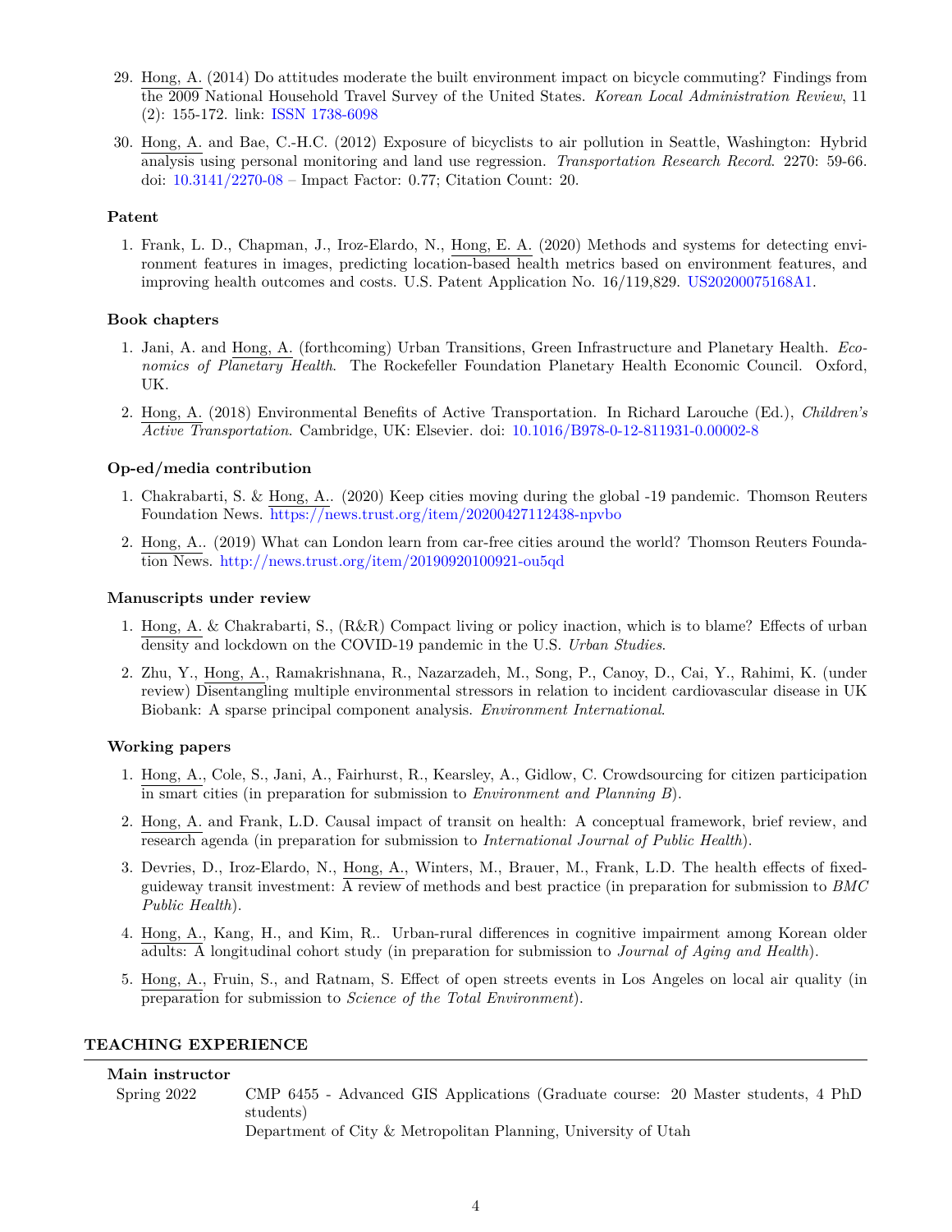29. Hong, A. (2014) Do attitudes moderate the built environment impact on bicycle commuting? Findings from the 2009 National Household Travel Survey of the United States. *Korean Local Administration Review*, 11 (2): 155-172. link: ISSN 1738-6098

30. Hong, A. and Bae, C.-H.C. (2012) Exposure of bicyclists to air pollution in Seattle, Washington: Hybrid analysis using personal monitoring and land use regression. *Transportation Research Record*. 2270: 59-66. doi: 10.3141/2270-08 – Impact Factor: 0.77; Citation Count: 20.

### Patent

1. Frank, L. D., Chapman, J., Iroz-Elardo, N., Hong, E. A. (2020) Methods and systems for detecting environment features in images, predicting location-based health metrics based on environment features, and improving health outcomes and costs. U.S. Patent Application No. 16/119,829. US20200075168A1.

### Book chapters

1. Jani, A. and Hong, A. (forthcoming) Urban Transitions, Green Infrastructure and Planetary Health. *Economics of Planetary Health*. The Rockefeller Foundation Planetary Health Economic Council. Oxford, UK.

2. Hong, A. (2018) Environmental Benefits of Active Transportation. In Richard Larouche (Ed.), *Children's Active Transportation*. Cambridge, UK: Elsevier. doi: 10.1016/B978-0-12-811931-0.00002-8

### Op-ed/media contribution

1. Chakrabarti, S. & Hong, A.. (2020) Keep cities moving during the global -19 pandemic. Thomson Reuters Foundation News. https://news.trust.org/item/20200427112438-npvbo

2. Hong, A.. (2019) What can London learn from car-free cities around the world? Thomson Reuters Foundation News. http://news.trust.org/item/20190920100921-ou5qd

### Manuscripts under review

1. Hong, A. & Chakrabarti, S., (R&R) Compact living or policy inaction, which is to blame? Effects of urban density and lockdown on the COVID-19 pandemic in the U.S. *Urban Studies*.

2. Zhu, Y., Hong, A., Ramakrishnana, R., Nazarzadeh, M., Song, P., Canoy, D., Cai, Y., Rahimi, K. (under review) Disentangling multiple environmental stressors in relation to incident cardiovascular disease in UK Biobank: A sparse principal component analysis. *Environment International*.

### Working papers

1. Hong, A., Cole, S., Jani, A., Fairhurst, R., Kearsley, A., Gidlow, C. Crowdsourcing for citizen participation in smart cities (in preparation for submission to *Environment and Planning B*).

2. Hong, A. and Frank, L.D. Causal impact of transit on health: A conceptual framework, brief review, and research agenda (in preparation for submission to *International Journal of Public Health*).

3. Devries, D., Iroz-Elardo, N., Hong, A., Winters, M., Brauer, M., Frank, L.D. The health effects of fixed-guideway transit investment: A review of methods and best practice (in preparation for submission to *BMC Public Health*).

4. Hong, A., Kang, H., and Kim, R.. Urban-rural differences in cognitive impairment among Korean older adults: A longitudinal cohort study (in preparation for submission to *Journal of Aging and Health*).

5. Hong, A., Fruin, S., and Ratnam, S. Effect of open streets events in Los Angeles on local air quality (in preparation for submission to *Science of the Total Environment*).

## TEACHING EXPERIENCE

### Main instructor

Spring 2022 — CMP 6455 - Advanced GIS Applications (Graduate course: 20 Master students, 4 PhD students)
Department of City & Metropolitan Planning, University of Utah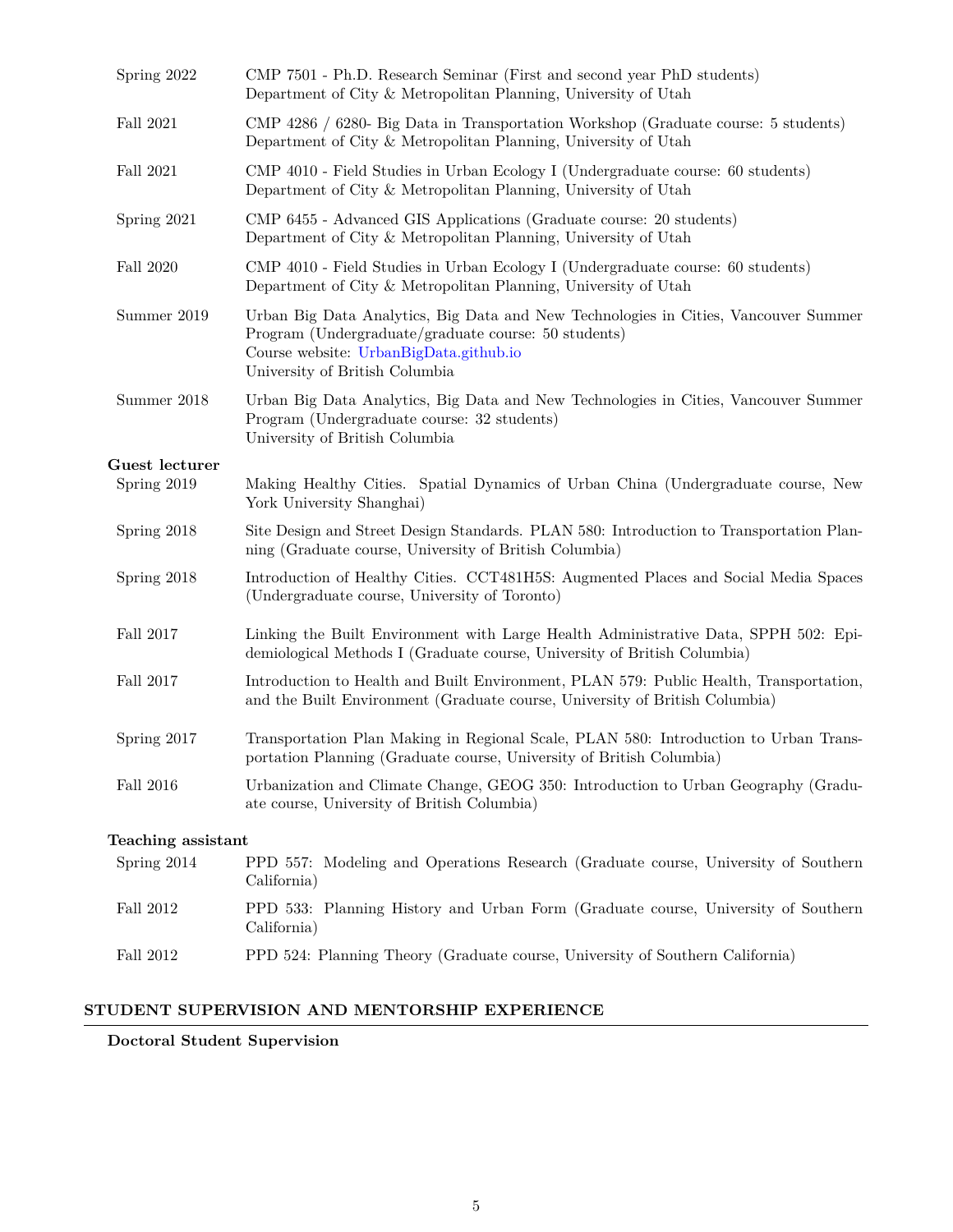Spring 2022 — CMP 7501 - Ph.D. Research Seminar (First and second year PhD students)
Department of City & Metropolitan Planning, University of Utah

Fall 2021 — CMP 4286 / 6280- Big Data in Transportation Workshop (Graduate course: 5 students)
Department of City & Metropolitan Planning, University of Utah

Fall 2021 — CMP 4010 - Field Studies in Urban Ecology I (Undergraduate course: 60 students)
Department of City & Metropolitan Planning, University of Utah

Spring 2021 — CMP 6455 - Advanced GIS Applications (Graduate course: 20 students)
Department of City & Metropolitan Planning, University of Utah

Fall 2020 — CMP 4010 - Field Studies in Urban Ecology I (Undergraduate course: 60 students)
Department of City & Metropolitan Planning, University of Utah

Summer 2019 — Urban Big Data Analytics, Big Data and New Technologies in Cities, Vancouver Summer Program (Undergraduate/graduate course: 50 students)
Course website: UrbanBigData.github.io
University of British Columbia

Summer 2018 — Urban Big Data Analytics, Big Data and New Technologies in Cities, Vancouver Summer Program (Undergraduate course: 32 students)
University of British Columbia

**Guest lecturer**

Spring 2019 — Making Healthy Cities. Spatial Dynamics of Urban China (Undergraduate course, New York University Shanghai)

Spring 2018 — Site Design and Street Design Standards. PLAN 580: Introduction to Transportation Planning (Graduate course, University of British Columbia)

Spring 2018 — Introduction of Healthy Cities. CCT481H5S: Augmented Places and Social Media Spaces (Undergraduate course, University of Toronto)

Fall 2017 — Linking the Built Environment with Large Health Administrative Data, SPPH 502: Epidemiological Methods I (Graduate course, University of British Columbia)

Fall 2017 — Introduction to Health and Built Environment, PLAN 579: Public Health, Transportation, and the Built Environment (Graduate course, University of British Columbia)

Spring 2017 — Transportation Plan Making in Regional Scale, PLAN 580: Introduction to Urban Transportation Planning (Graduate course, University of British Columbia)

Fall 2016 — Urbanization and Climate Change, GEOG 350: Introduction to Urban Geography (Graduate course, University of British Columbia)

**Teaching assistant**

Spring 2014 — PPD 557: Modeling and Operations Research (Graduate course, University of Southern California)

Fall 2012 — PPD 533: Planning History and Urban Form (Graduate course, University of Southern California)

Fall 2012 — PPD 524: Planning Theory (Graduate course, University of Southern California)

## STUDENT SUPERVISION AND MENTORSHIP EXPERIENCE

**Doctoral Student Supervision**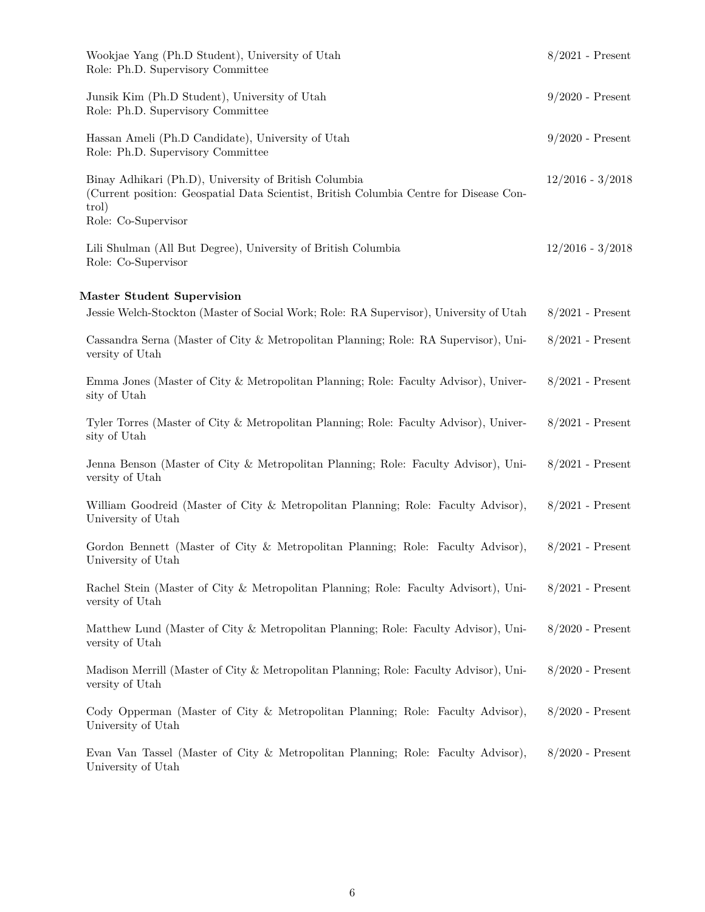Wookjae Yang (Ph.D Student), University of Utah — 8/2021 - Present
Role: Ph.D. Supervisory Committee

Junsik Kim (Ph.D Student), University of Utah — 9/2020 - Present
Role: Ph.D. Supervisory Committee

Hassan Ameli (Ph.D Candidate), University of Utah — 9/2020 - Present
Role: Ph.D. Supervisory Committee

Binay Adhikari (Ph.D), University of British Columbia — 12/2016 - 3/2018
(Current position: Geospatial Data Scientist, British Columbia Centre for Disease Control)
Role: Co-Supervisor

Lili Shulman (All But Degree), University of British Columbia — 12/2016 - 3/2018
Role: Co-Supervisor

**Master Student Supervision**

Jessie Welch-Stockton (Master of Social Work; Role: RA Supervisor), University of Utah — 8/2021 - Present

Cassandra Serna (Master of City & Metropolitan Planning; Role: RA Supervisor), University of Utah — 8/2021 - Present

Emma Jones (Master of City & Metropolitan Planning; Role: Faculty Advisor), University of Utah — 8/2021 - Present

Tyler Torres (Master of City & Metropolitan Planning; Role: Faculty Advisor), University of Utah — 8/2021 - Present

Jenna Benson (Master of City & Metropolitan Planning; Role: Faculty Advisor), University of Utah — 8/2021 - Present

William Goodreid (Master of City & Metropolitan Planning; Role: Faculty Advisor), University of Utah — 8/2021 - Present

Gordon Bennett (Master of City & Metropolitan Planning; Role: Faculty Advisor), University of Utah — 8/2021 - Present

Rachel Stein (Master of City & Metropolitan Planning; Role: Faculty Advisort), University of Utah — 8/2021 - Present

Matthew Lund (Master of City & Metropolitan Planning; Role: Faculty Advisor), University of Utah — 8/2020 - Present

Madison Merrill (Master of City & Metropolitan Planning; Role: Faculty Advisor), University of Utah — 8/2020 - Present

Cody Opperman (Master of City & Metropolitan Planning; Role: Faculty Advisor), University of Utah — 8/2020 - Present

Evan Van Tassel (Master of City & Metropolitan Planning; Role: Faculty Advisor), University of Utah — 8/2020 - Present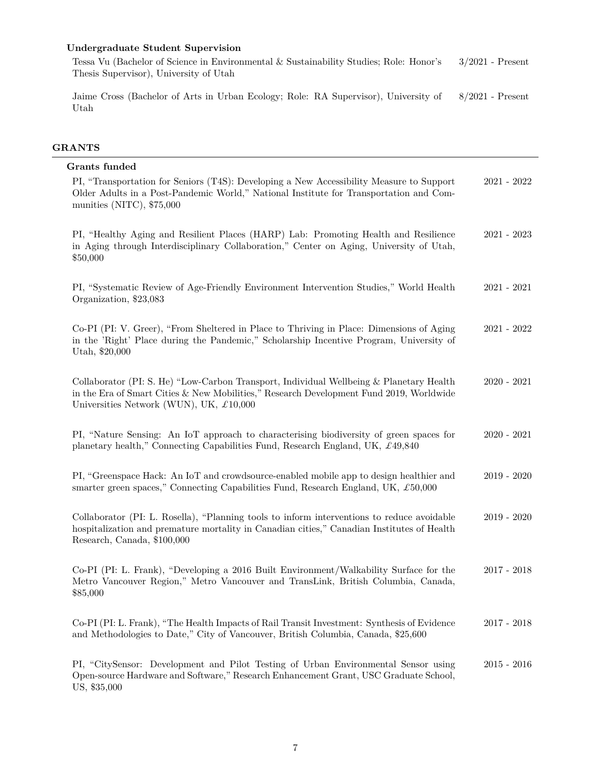### Undergraduate Student Supervision

Tessa Vu (Bachelor of Science in Environmental & Sustainability Studies; Role: Honor's Thesis Supervisor), University of Utah — 3/2021 - Present

Jaime Cross (Bachelor of Arts in Urban Ecology; Role: RA Supervisor), University of Utah — 8/2021 - Present

## GRANTS

### Grants funded

PI, "Transportation for Seniors (T4S): Developing a New Accessibility Measure to Support Older Adults in a Post-Pandemic World," National Institute for Transportation and Communities (NITC), $75,000 — 2021 - 2022

PI, "Healthy Aging and Resilient Places (HARP) Lab: Promoting Health and Resilience in Aging through Interdisciplinary Collaboration," Center on Aging, University of Utah, $50,000 — 2021 - 2023

PI, "Systematic Review of Age-Friendly Environment Intervention Studies," World Health Organization, $23,083 — 2021 - 2021

Co-PI (PI: V. Greer), "From Sheltered in Place to Thriving in Place: Dimensions of Aging in the 'Right' Place during the Pandemic," Scholarship Incentive Program, University of Utah, $20,000 — 2021 - 2022

Collaborator (PI: S. He) "Low-Carbon Transport, Individual Wellbeing & Planetary Health in the Era of Smart Cities & New Mobilities," Research Development Fund 2019, Worldwide Universities Network (WUN), UK, £10,000 — 2020 - 2021

PI, "Nature Sensing: An IoT approach to characterising biodiversity of green spaces for planetary health," Connecting Capabilities Fund, Research England, UK, £49,840 — 2020 - 2021

PI, "Greenspace Hack: An IoT and crowdsource-enabled mobile app to design healthier and smarter green spaces," Connecting Capabilities Fund, Research England, UK, £50,000 — 2019 - 2020

Collaborator (PI: L. Rosella), "Planning tools to inform interventions to reduce avoidable hospitalization and premature mortality in Canadian cities," Canadian Institutes of Health Research, Canada, $100,000 — 2019 - 2020

Co-PI (PI: L. Frank), "Developing a 2016 Built Environment/Walkability Surface for the Metro Vancouver Region," Metro Vancouver and TransLink, British Columbia, Canada, $85,000 — 2017 - 2018

Co-PI (PI: L. Frank), "The Health Impacts of Rail Transit Investment: Synthesis of Evidence and Methodologies to Date," City of Vancouver, British Columbia, Canada, $25,600 — 2017 - 2018

PI, "CitySensor: Development and Pilot Testing of Urban Environmental Sensor using Open-source Hardware and Software," Research Enhancement Grant, USC Graduate School, US, $35,000 — 2015 - 2016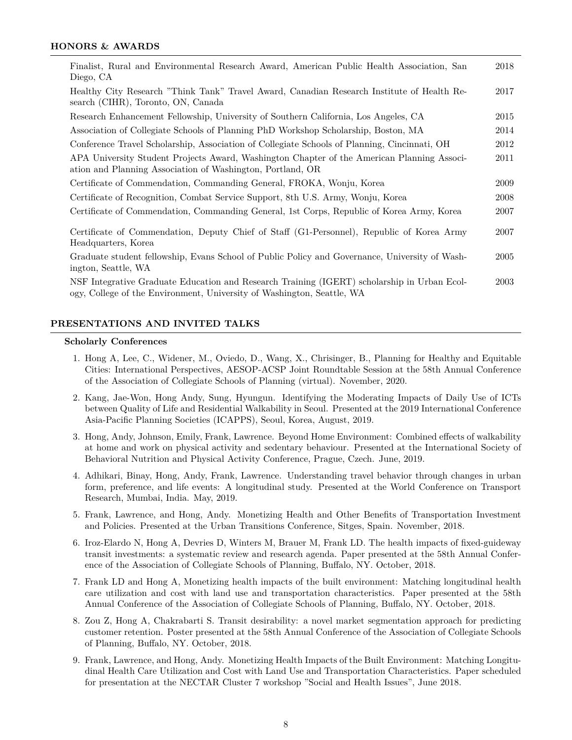## HONORS & AWARDS

| | |
|---|---|
| Finalist, Rural and Environmental Research Award, American Public Health Association, San Diego, CA | 2018 |
| Healthy City Research "Think Tank" Travel Award, Canadian Research Institute of Health Research (CIHR), Toronto, ON, Canada | 2017 |
| Research Enhancement Fellowship, University of Southern California, Los Angeles, CA | 2015 |
| Association of Collegiate Schools of Planning PhD Workshop Scholarship, Boston, MA | 2014 |
| Conference Travel Scholarship, Association of Collegiate Schools of Planning, Cincinnati, OH | 2012 |
| APA University Student Projects Award, Washington Chapter of the American Planning Association and Planning Association of Washington, Portland, OR | 2011 |
| Certificate of Commendation, Commanding General, FROKA, Wonju, Korea | 2009 |
| Certificate of Recognition, Combat Service Support, 8th U.S. Army, Wonju, Korea | 2008 |
| Certificate of Commendation, Commanding General, 1st Corps, Republic of Korea Army, Korea | 2007 |
| Certificate of Commendation, Deputy Chief of Staff (G1-Personnel), Republic of Korea Army Headquarters, Korea | 2007 |
| Graduate student fellowship, Evans School of Public Policy and Governance, University of Washington, Seattle, WA | 2005 |
| NSF Integrative Graduate Education and Research Training (IGERT) scholarship in Urban Ecology, College of the Environment, University of Washington, Seattle, WA | 2003 |

## PRESENTATIONS AND INVITED TALKS

### Scholarly Conferences

1. Hong A, Lee, C., Widener, M., Oviedo, D., Wang, X., Chrisinger, B., Planning for Healthy and Equitable Cities: International Perspectives, AESOP-ACSP Joint Roundtable Session at the 58th Annual Conference of the Association of Collegiate Schools of Planning (virtual). November, 2020.
2. Kang, Jae-Won, Hong Andy, Sung, Hyungun. Identifying the Moderating Impacts of Daily Use of ICTs between Quality of Life and Residential Walkability in Seoul. Presented at the 2019 International Conference Asia-Pacific Planning Societies (ICAPPS), Seoul, Korea, August, 2019.
3. Hong, Andy, Johnson, Emily, Frank, Lawrence. Beyond Home Environment: Combined effects of walkability at home and work on physical activity and sedentary behaviour. Presented at the International Society of Behavioral Nutrition and Physical Activity Conference, Prague, Czech. June, 2019.
4. Adhikari, Binay, Hong, Andy, Frank, Lawrence. Understanding travel behavior through changes in urban form, preference, and life events: A longitudinal study. Presented at the World Conference on Transport Research, Mumbai, India. May, 2019.
5. Frank, Lawrence, and Hong, Andy. Monetizing Health and Other Benefits of Transportation Investment and Policies. Presented at the Urban Transitions Conference, Sitges, Spain. November, 2018.
6. Iroz-Elardo N, Hong A, Devries D, Winters M, Brauer M, Frank LD. The health impacts of fixed-guideway transit investments: a systematic review and research agenda. Paper presented at the 58th Annual Conference of the Association of Collegiate Schools of Planning, Buffalo, NY. October, 2018.
7. Frank LD and Hong A, Monetizing health impacts of the built environment: Matching longitudinal health care utilization and cost with land use and transportation characteristics. Paper presented at the 58th Annual Conference of the Association of Collegiate Schools of Planning, Buffalo, NY. October, 2018.
8. Zou Z, Hong A, Chakrabarti S. Transit desirability: a novel market segmentation approach for predicting customer retention. Poster presented at the 58th Annual Conference of the Association of Collegiate Schools of Planning, Buffalo, NY. October, 2018.
9. Frank, Lawrence, and Hong, Andy. Monetizing Health Impacts of the Built Environment: Matching Longitudinal Health Care Utilization and Cost with Land Use and Transportation Characteristics. Paper scheduled for presentation at the NECTAR Cluster 7 workshop "Social and Health Issues", June 2018.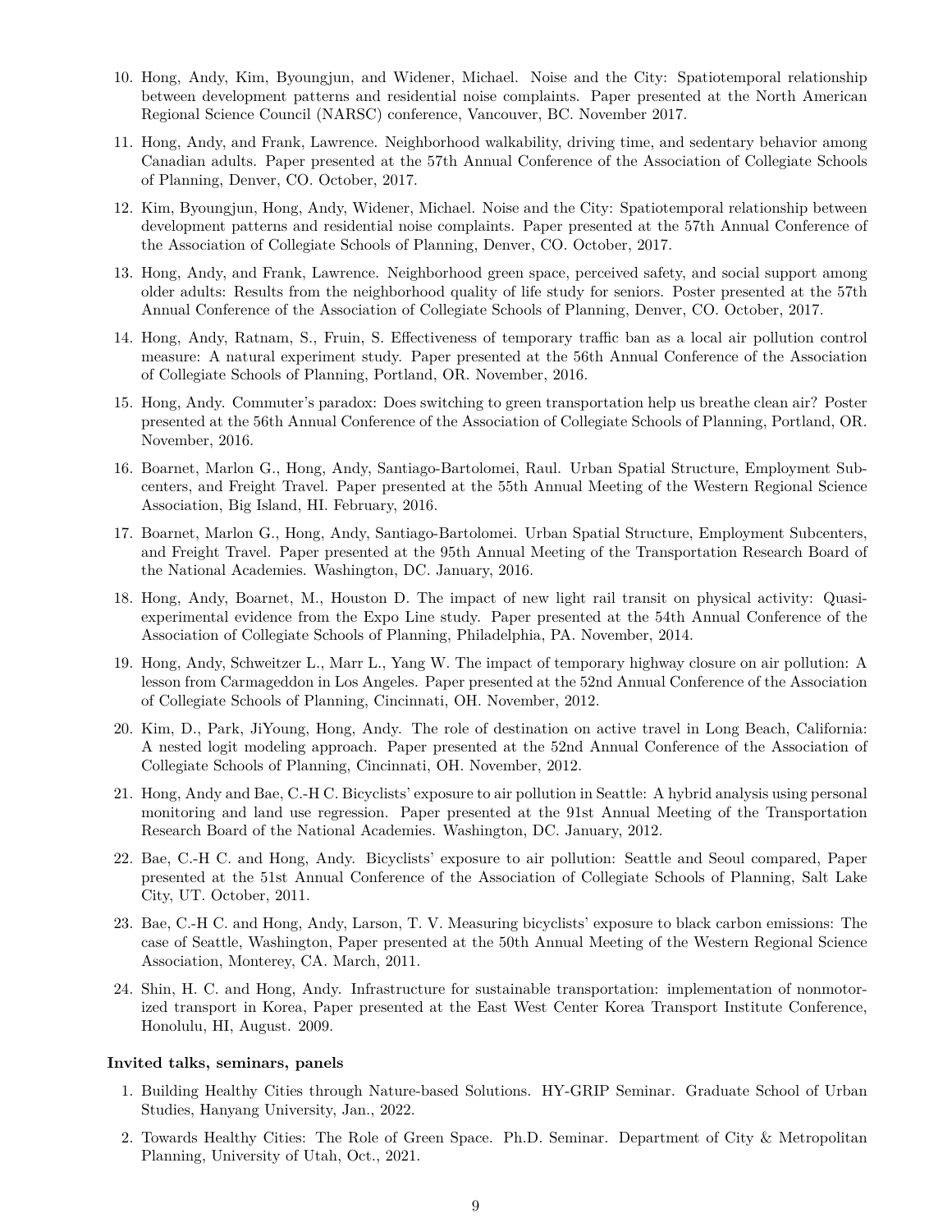10. Hong, Andy, Kim, Byoungjun, and Widener, Michael. Noise and the City: Spatiotemporal relationship between development patterns and residential noise complaints. Paper presented at the North American Regional Science Council (NARSC) conference, Vancouver, BC. November 2017.

11. Hong, Andy, and Frank, Lawrence. Neighborhood walkability, driving time, and sedentary behavior among Canadian adults. Paper presented at the 57th Annual Conference of the Association of Collegiate Schools of Planning, Denver, CO. October, 2017.

12. Kim, Byoungjun, Hong, Andy, Widener, Michael. Noise and the City: Spatiotemporal relationship between development patterns and residential noise complaints. Paper presented at the 57th Annual Conference of the Association of Collegiate Schools of Planning, Denver, CO. October, 2017.

13. Hong, Andy, and Frank, Lawrence. Neighborhood green space, perceived safety, and social support among older adults: Results from the neighborhood quality of life study for seniors. Poster presented at the 57th Annual Conference of the Association of Collegiate Schools of Planning, Denver, CO. October, 2017.

14. Hong, Andy, Ratnam, S., Fruin, S. Effectiveness of temporary traffic ban as a local air pollution control measure: A natural experiment study. Paper presented at the 56th Annual Conference of the Association of Collegiate Schools of Planning, Portland, OR. November, 2016.

15. Hong, Andy. Commuter's paradox: Does switching to green transportation help us breathe clean air? Poster presented at the 56th Annual Conference of the Association of Collegiate Schools of Planning, Portland, OR. November, 2016.

16. Boarnet, Marlon G., Hong, Andy, Santiago-Bartolomei, Raul. Urban Spatial Structure, Employment Subcenters, and Freight Travel. Paper presented at the 55th Annual Meeting of the Western Regional Science Association, Big Island, HI. February, 2016.

17. Boarnet, Marlon G., Hong, Andy, Santiago-Bartolomei. Urban Spatial Structure, Employment Subcenters, and Freight Travel. Paper presented at the 95th Annual Meeting of the Transportation Research Board of the National Academies. Washington, DC. January, 2016.

18. Hong, Andy, Boarnet, M., Houston D. The impact of new light rail transit on physical activity: Quasi-experimental evidence from the Expo Line study. Paper presented at the 54th Annual Conference of the Association of Collegiate Schools of Planning, Philadelphia, PA. November, 2014.

19. Hong, Andy, Schweitzer L., Marr L., Yang W. The impact of temporary highway closure on air pollution: A lesson from Carmageddon in Los Angeles. Paper presented at the 52nd Annual Conference of the Association of Collegiate Schools of Planning, Cincinnati, OH. November, 2012.

20. Kim, D., Park, JiYoung, Hong, Andy. The role of destination on active travel in Long Beach, California: A nested logit modeling approach. Paper presented at the 52nd Annual Conference of the Association of Collegiate Schools of Planning, Cincinnati, OH. November, 2012.

21. Hong, Andy and Bae, C.-H C. Bicyclists' exposure to air pollution in Seattle: A hybrid analysis using personal monitoring and land use regression. Paper presented at the 91st Annual Meeting of the Transportation Research Board of the National Academies. Washington, DC. January, 2012.

22. Bae, C.-H C. and Hong, Andy. Bicyclists' exposure to air pollution: Seattle and Seoul compared, Paper presented at the 51st Annual Conference of the Association of Collegiate Schools of Planning, Salt Lake City, UT. October, 2011.

23. Bae, C.-H C. and Hong, Andy, Larson, T. V. Measuring bicyclists' exposure to black carbon emissions: The case of Seattle, Washington, Paper presented at the 50th Annual Meeting of the Western Regional Science Association, Monterey, CA. March, 2011.

24. Shin, H. C. and Hong, Andy. Infrastructure for sustainable transportation: implementation of nonmotorized transport in Korea, Paper presented at the East West Center Korea Transport Institute Conference, Honolulu, HI, August. 2009.

**Invited talks, seminars, panels**

1. Building Healthy Cities through Nature-based Solutions. HY-GRIP Seminar. Graduate School of Urban Studies, Hanyang University, Jan., 2022.

2. Towards Healthy Cities: The Role of Green Space. Ph.D. Seminar. Department of City & Metropolitan Planning, University of Utah, Oct., 2021.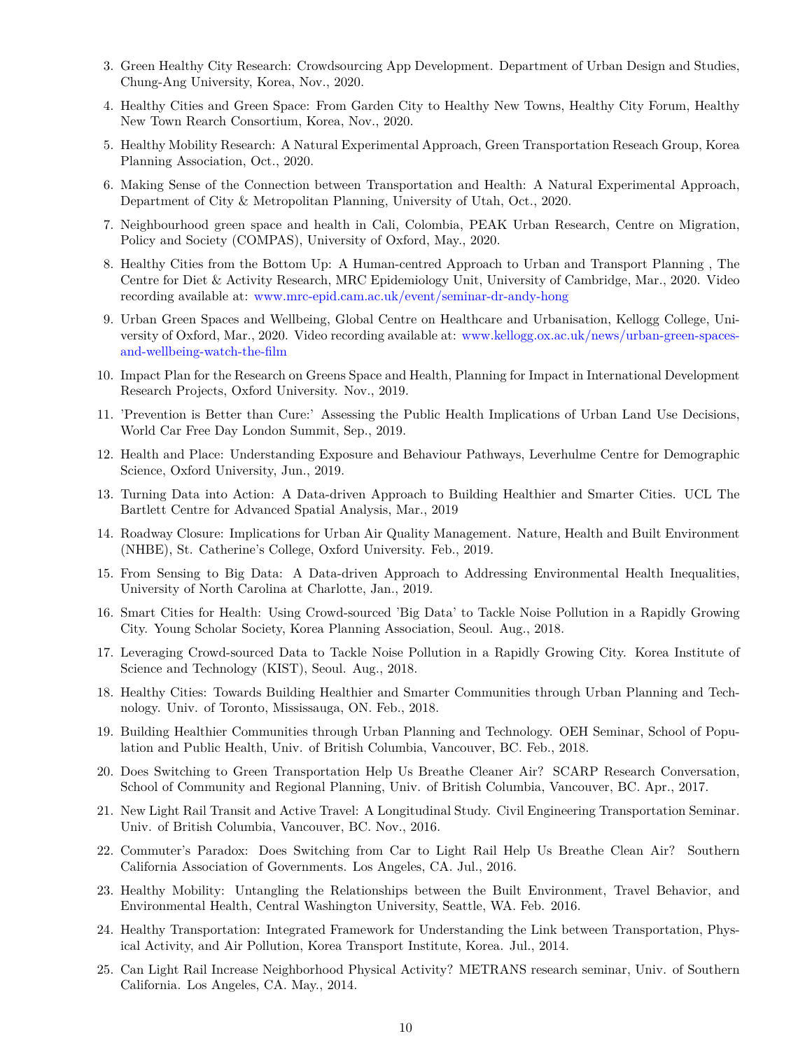3. Green Healthy City Research: Crowdsourcing App Development. Department of Urban Design and Studies, Chung-Ang University, Korea, Nov., 2020.
4. Healthy Cities and Green Space: From Garden City to Healthy New Towns, Healthy City Forum, Healthy New Town Rearch Consortium, Korea, Nov., 2020.
5. Healthy Mobility Research: A Natural Experimental Approach, Green Transportation Reseach Group, Korea Planning Association, Oct., 2020.
6. Making Sense of the Connection between Transportation and Health: A Natural Experimental Approach, Department of City & Metropolitan Planning, University of Utah, Oct., 2020.
7. Neighbourhood green space and health in Cali, Colombia, PEAK Urban Research, Centre on Migration, Policy and Society (COMPAS), University of Oxford, May., 2020.
8. Healthy Cities from the Bottom Up: A Human-centred Approach to Urban and Transport Planning , The Centre for Diet & Activity Research, MRC Epidemiology Unit, University of Cambridge, Mar., 2020. Video recording available at: www.mrc-epid.cam.ac.uk/event/seminar-dr-andy-hong
9. Urban Green Spaces and Wellbeing, Global Centre on Healthcare and Urbanisation, Kellogg College, University of Oxford, Mar., 2020. Video recording available at: www.kellogg.ox.ac.uk/news/urban-green-spaces-and-wellbeing-watch-the-film
10. Impact Plan for the Research on Greens Space and Health, Planning for Impact in International Development Research Projects, Oxford University. Nov., 2019.
11. 'Prevention is Better than Cure:' Assessing the Public Health Implications of Urban Land Use Decisions, World Car Free Day London Summit, Sep., 2019.
12. Health and Place: Understanding Exposure and Behaviour Pathways, Leverhulme Centre for Demographic Science, Oxford University, Jun., 2019.
13. Turning Data into Action: A Data-driven Approach to Building Healthier and Smarter Cities. UCL The Bartlett Centre for Advanced Spatial Analysis, Mar., 2019
14. Roadway Closure: Implications for Urban Air Quality Management. Nature, Health and Built Environment (NHBE), St. Catherine's College, Oxford University. Feb., 2019.
15. From Sensing to Big Data: A Data-driven Approach to Addressing Environmental Health Inequalities, University of North Carolina at Charlotte, Jan., 2019.
16. Smart Cities for Health: Using Crowd-sourced 'Big Data' to Tackle Noise Pollution in a Rapidly Growing City. Young Scholar Society, Korea Planning Association, Seoul. Aug., 2018.
17. Leveraging Crowd-sourced Data to Tackle Noise Pollution in a Rapidly Growing City. Korea Institute of Science and Technology (KIST), Seoul. Aug., 2018.
18. Healthy Cities: Towards Building Healthier and Smarter Communities through Urban Planning and Technology. Univ. of Toronto, Mississauga, ON. Feb., 2018.
19. Building Healthier Communities through Urban Planning and Technology. OEH Seminar, School of Population and Public Health, Univ. of British Columbia, Vancouver, BC. Feb., 2018.
20. Does Switching to Green Transportation Help Us Breathe Cleaner Air? SCARP Research Conversation, School of Community and Regional Planning, Univ. of British Columbia, Vancouver, BC. Apr., 2017.
21. New Light Rail Transit and Active Travel: A Longitudinal Study. Civil Engineering Transportation Seminar. Univ. of British Columbia, Vancouver, BC. Nov., 2016.
22. Commuter's Paradox: Does Switching from Car to Light Rail Help Us Breathe Clean Air? Southern California Association of Governments. Los Angeles, CA. Jul., 2016.
23. Healthy Mobility: Untangling the Relationships between the Built Environment, Travel Behavior, and Environmental Health, Central Washington University, Seattle, WA. Feb. 2016.
24. Healthy Transportation: Integrated Framework for Understanding the Link between Transportation, Physical Activity, and Air Pollution, Korea Transport Institute, Korea. Jul., 2014.
25. Can Light Rail Increase Neighborhood Physical Activity? METRANS research seminar, Univ. of Southern California. Los Angeles, CA. May., 2014.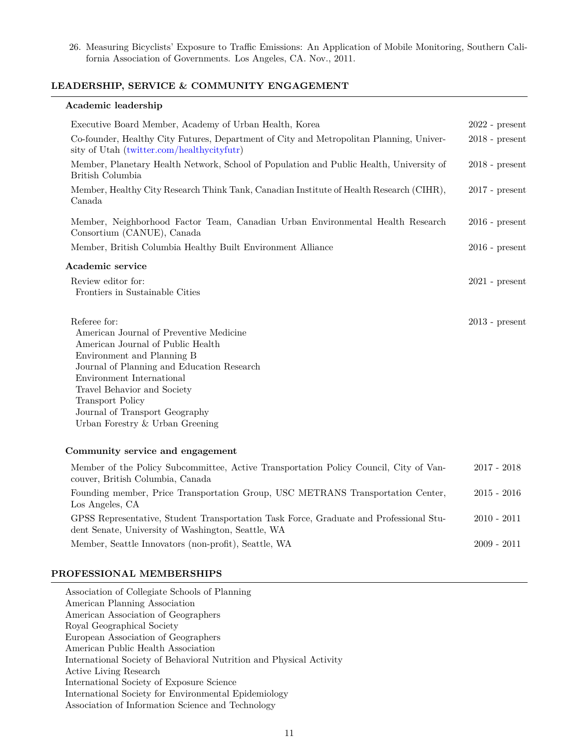26. Measuring Bicyclists' Exposure to Traffic Emissions: An Application of Mobile Monitoring, Southern California Association of Governments. Los Angeles, CA. Nov., 2011.

## LEADERSHIP, SERVICE & COMMUNITY ENGAGEMENT

### Academic leadership

| | |
|---|---|
| Executive Board Member, Academy of Urban Health, Korea | 2022 - present |
| Co-founder, Healthy City Futures, Department of City and Metropolitan Planning, University of Utah (twitter.com/healthycityfutr) | 2018 - present |
| Member, Planetary Health Network, School of Population and Public Health, University of British Columbia | 2018 - present |
| Member, Healthy City Research Think Tank, Canadian Institute of Health Research (CIHR), Canada | 2017 - present |
| Member, Neighborhood Factor Team, Canadian Urban Environmental Health Research Consortium (CANUE), Canada | 2016 - present |
| Member, British Columbia Healthy Built Environment Alliance | 2016 - present |

### Academic service

Review editor for: — 2021 - present
- Frontiers in Sustainable Cities

Referee for: — 2013 - present
- American Journal of Preventive Medicine
- American Journal of Public Health
- Environment and Planning B
- Journal of Planning and Education Research
- Environment International
- Travel Behavior and Society
- Transport Policy
- Journal of Transport Geography
- Urban Forestry & Urban Greening

### Community service and engagement

| | |
|---|---|
| Member of the Policy Subcommittee, Active Transportation Policy Council, City of Vancouver, British Columbia, Canada | 2017 - 2018 |
| Founding member, Price Transportation Group, USC METRANS Transportation Center, Los Angeles, CA | 2015 - 2016 |
| GPSS Representative, Student Transportation Task Force, Graduate and Professional Student Senate, University of Washington, Seattle, WA | 2010 - 2011 |
| Member, Seattle Innovators (non-profit), Seattle, WA | 2009 - 2011 |

## PROFESSIONAL MEMBERSHIPS

Association of Collegiate Schools of Planning
American Planning Association
American Association of Geographers
Royal Geographical Society
European Association of Geographers
American Public Health Association
International Society of Behavioral Nutrition and Physical Activity
Active Living Research
International Society of Exposure Science
International Society for Environmental Epidemiology
Association of Information Science and Technology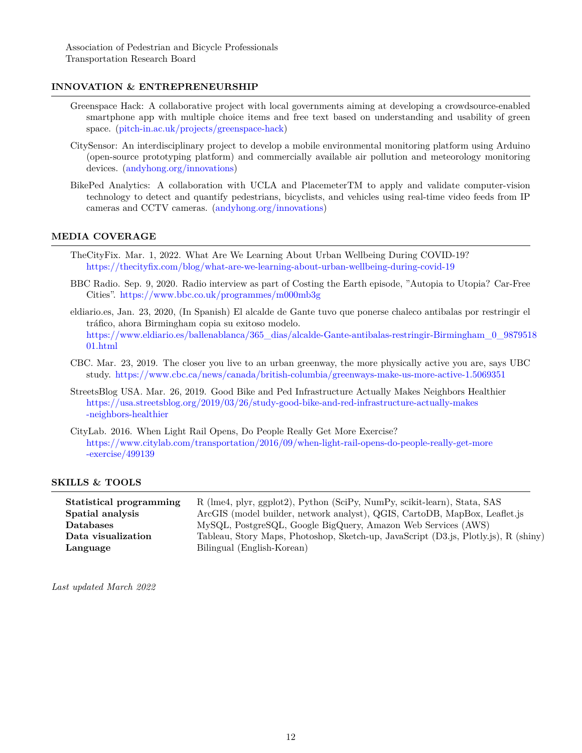Association of Pedestrian and Bicycle Professionals
Transportation Research Board

## INNOVATION & ENTREPRENEURSHIP

Greenspace Hack: A collaborative project with local governments aiming at developing a crowdsource-enabled smartphone app with multiple choice items and free text based on understanding and usability of green space. (pitch-in.ac.uk/projects/greenspace-hack)

CitySensor: An interdisciplinary project to develop a mobile environmental monitoring platform using Arduino (open-source prototyping platform) and commercially available air pollution and meteorology monitoring devices. (andyhong.org/innovations)

BikePed Analytics: A collaboration with UCLA and PlacemeterTM to apply and validate computer-vision technology to detect and quantify pedestrians, bicyclists, and vehicles using real-time video feeds from IP cameras and CCTV cameras. (andyhong.org/innovations)

## MEDIA COVERAGE

TheCityFix. Mar. 1, 2022. What Are We Learning About Urban Wellbeing During COVID-19? https://thecityfix.com/blog/what-are-we-learning-about-urban-wellbeing-during-covid-19

BBC Radio. Sep. 9, 2020. Radio interview as part of Costing the Earth episode, "Autopia to Utopia? Car-Free Cities". https://www.bbc.co.uk/programmes/m000mb3g

eldiario.es, Jan. 23, 2020, (In Spanish) El alcalde de Gante tuvo que ponerse chaleco antibalas por restringir el tráfico, ahora Birmingham copia su exitoso modelo. https://www.eldiario.es/ballenablanca/365_dias/alcalde-Gante-antibalas-restringir-Birmingham_0_987951801.html

CBC. Mar. 23, 2019. The closer you live to an urban greenway, the more physically active you are, says UBC study. https://www.cbc.ca/news/canada/british-columbia/greenways-make-us-more-active-1.5069351

StreetsBlog USA. Mar. 26, 2019. Good Bike and Ped Infrastructure Actually Makes Neighbors Healthier https://usa.streetsblog.org/2019/03/26/study-good-bike-and-red-infrastructure-actually-makes-neighbors-healthier

CityLab. 2016. When Light Rail Opens, Do People Really Get More Exercise? https://www.citylab.com/transportation/2016/09/when-light-rail-opens-do-people-really-get-more-exercise/499139

## SKILLS & TOOLS

| | |
|---|---|
| **Statistical programming** | R (lme4, plyr, ggplot2), Python (SciPy, NumPy, scikit-learn), Stata, SAS |
| **Spatial analysis** | ArcGIS (model builder, network analyst), QGIS, CartoDB, MapBox, Leaflet.js |
| **Databases** | MySQL, PostgreSQL, Google BigQuery, Amazon Web Services (AWS) |
| **Data visualization** | Tableau, Story Maps, Photoshop, Sketch-up, JavaScript (D3.js, Plotly.js), R (shiny) |
| **Language** | Bilingual (English-Korean) |

*Last updated March 2022*